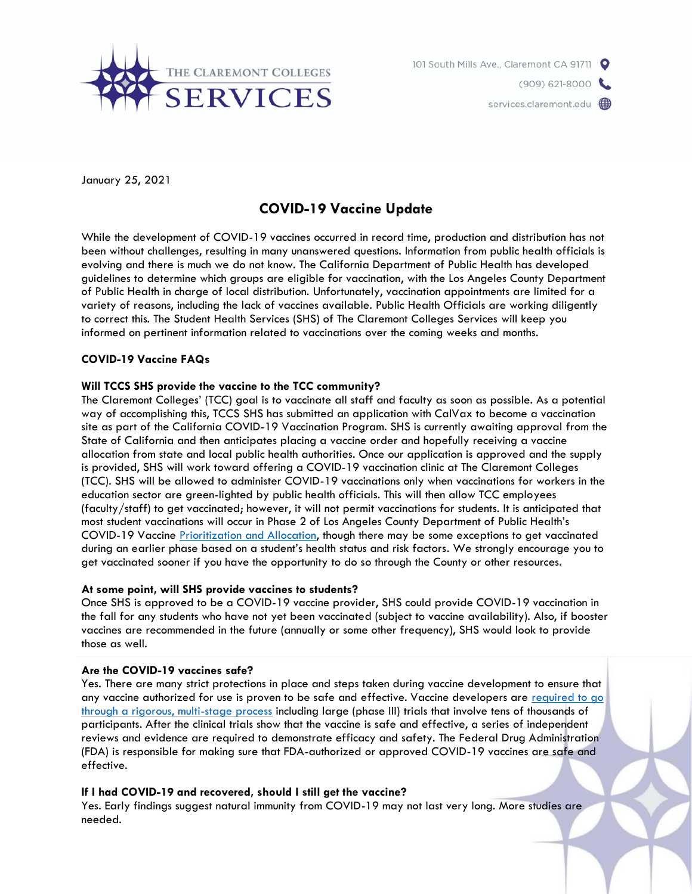THE CLAREMONT COLLEGES SERVICES

101 South Mills Ave., Claremont CA 91711
(909) 621-8000
services.claremont.edu

January 25, 2021

# COVID-19 Vaccine Update

While the development of COVID-19 vaccines occurred in record time, production and distribution has not been without challenges, resulting in many unanswered questions. Information from public health officials is evolving and there is much we do not know. The California Department of Public Health has developed guidelines to determine which groups are eligible for vaccination, with the Los Angeles County Department of Public Health in charge of local distribution. Unfortunately, vaccination appointments are limited for a variety of reasons, including the lack of vaccines available. Public Health Officials are working diligently to correct this. The Student Health Services (SHS) of The Claremont Colleges Services will keep you informed on pertinent information related to vaccinations over the coming weeks and months.

## COVID-19 Vaccine FAQs

### Will TCCS SHS provide the vaccine to the TCC community?

The Claremont Colleges' (TCC) goal is to vaccinate all staff and faculty as soon as possible. As a potential way of accomplishing this, TCCS SHS has submitted an application with CalVax to become a vaccination site as part of the California COVID-19 Vaccination Program. SHS is currently awaiting approval from the State of California and then anticipates placing a vaccine order and hopefully receiving a vaccine allocation from state and local public health authorities. Once our application is approved and the supply is provided, SHS will work toward offering a COVID-19 vaccination clinic at The Claremont Colleges (TCC). SHS will be allowed to administer COVID-19 vaccinations only when vaccinations for workers in the education sector are green-lighted by public health officials. This will then allow TCC employees (faculty/staff) to get vaccinated; however, it will not permit vaccinations for students. It is anticipated that most student vaccinations will occur in Phase 2 of Los Angeles County Department of Public Health's COVID-19 Vaccine Prioritization and Allocation, though there may be some exceptions to get vaccinated during an earlier phase based on a student's health status and risk factors. We strongly encourage you to get vaccinated sooner if you have the opportunity to do so through the County or other resources.

### At some point, will SHS provide vaccines to students?

Once SHS is approved to be a COVID-19 vaccine provider, SHS could provide COVID-19 vaccination in the fall for any students who have not yet been vaccinated (subject to vaccine availability). Also, if booster vaccines are recommended in the future (annually or some other frequency), SHS would look to provide those as well.

### Are the COVID-19 vaccines safe?

Yes. There are many strict protections in place and steps taken during vaccine development to ensure that any vaccine authorized for use is proven to be safe and effective. Vaccine developers are required to go through a rigorous, multi-stage process including large (phase III) trials that involve tens of thousands of participants. After the clinical trials show that the vaccine is safe and effective, a series of independent reviews and evidence are required to demonstrate efficacy and safety. The Federal Drug Administration (FDA) is responsible for making sure that FDA-authorized or approved COVID-19 vaccines are safe and effective.

### If I had COVID-19 and recovered, should I still get the vaccine?

Yes. Early findings suggest natural immunity from COVID-19 may not last very long. More studies are needed.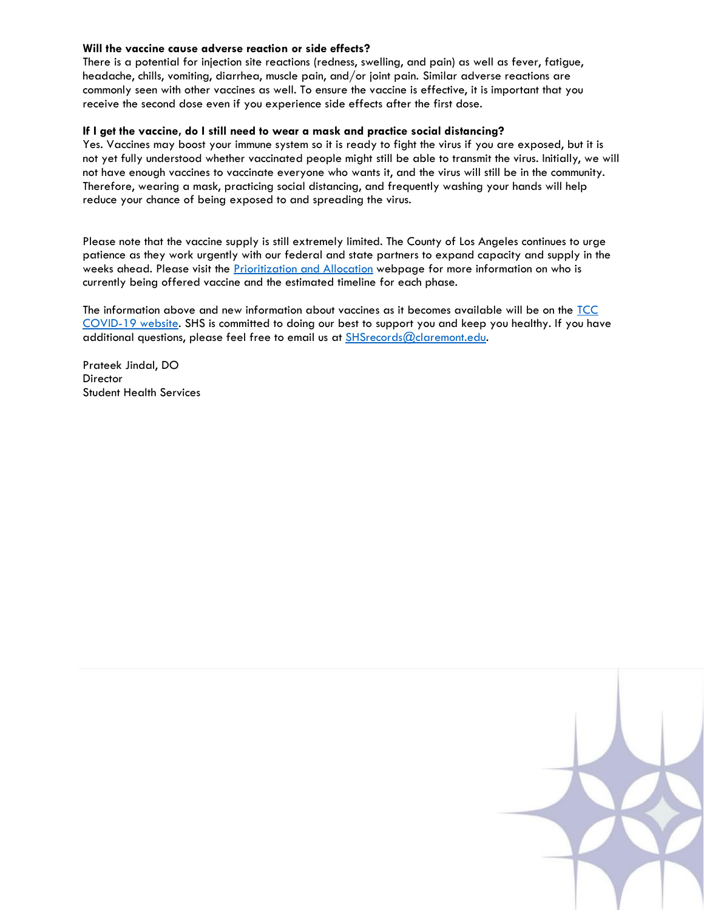**Will the vaccine cause adverse reaction or side effects?**

There is a potential for injection site reactions (redness, swelling, and pain) as well as fever, fatigue, headache, chills, vomiting, diarrhea, muscle pain, and/or joint pain. Similar adverse reactions are commonly seen with other vaccines as well. To ensure the vaccine is effective, it is important that you receive the second dose even if you experience side effects after the first dose.

**If I get the vaccine, do I still need to wear a mask and practice social distancing?**

Yes. Vaccines may boost your immune system so it is ready to fight the virus if you are exposed, but it is not yet fully understood whether vaccinated people might still be able to transmit the virus. Initially, we will not have enough vaccines to vaccinate everyone who wants it, and the virus will still be in the community. Therefore, wearing a mask, practicing social distancing, and frequently washing your hands will help reduce your chance of being exposed to and spreading the virus.

Please note that the vaccine supply is still extremely limited. The County of Los Angeles continues to urge patience as they work urgently with our federal and state partners to expand capacity and supply in the weeks ahead. Please visit the Prioritization and Allocation webpage for more information on who is currently being offered vaccine and the estimated timeline for each phase.

The information above and new information about vaccines as it becomes available will be on the TCC COVID-19 website. SHS is committed to doing our best to support you and keep you healthy. If you have additional questions, please feel free to email us at SHSrecords@claremont.edu.

Prateek Jindal, DO
Director
Student Health Services